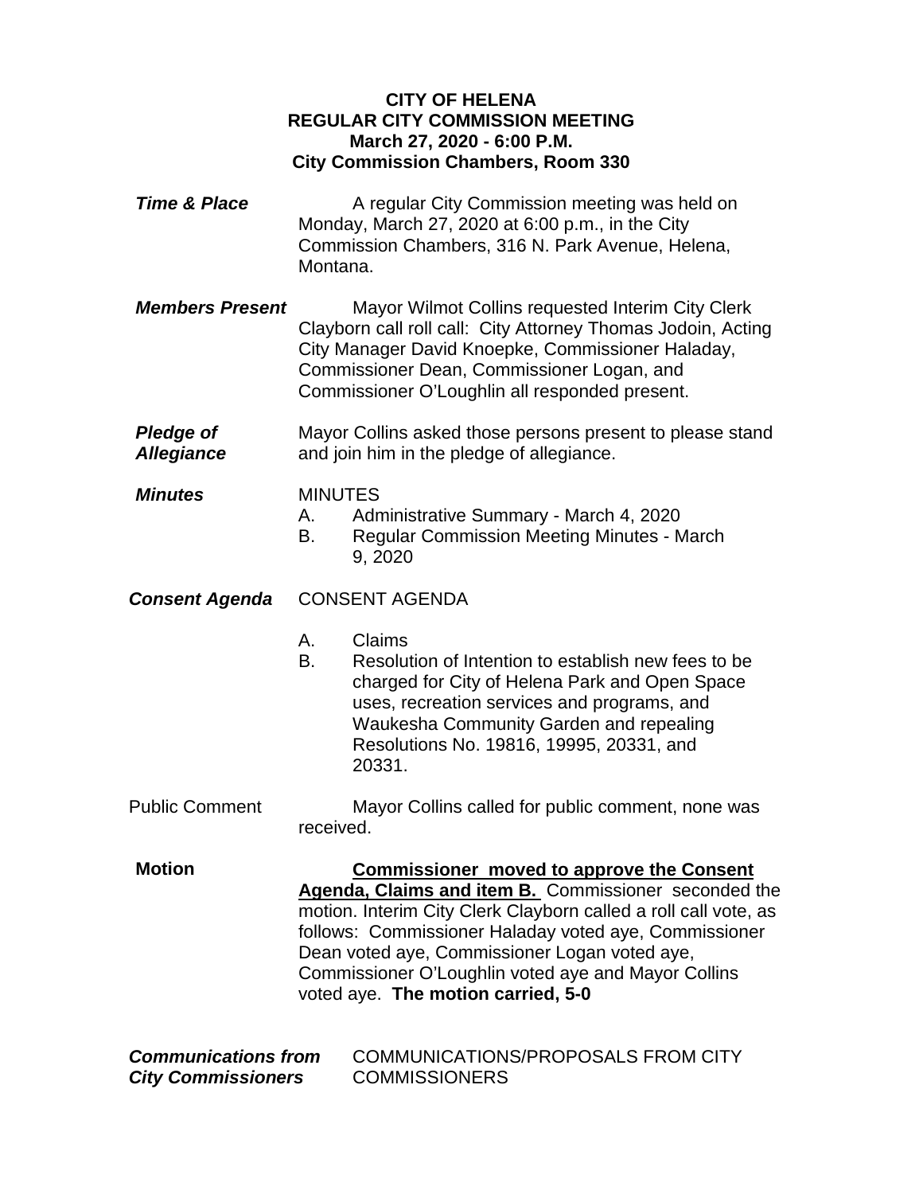**CITY OF HELENA**
**REGULAR CITY COMMISSION MEETING**
**March 27, 2020 - 6:00 P.M.**
**City Commission Chambers, Room 330**

***Time & Place***

A regular City Commission meeting was held on Monday, March 27, 2020 at 6:00 p.m., in the City Commission Chambers, 316 N. Park Avenue, Helena, Montana.

***Members Present***

Mayor Wilmot Collins requested Interim City Clerk Clayborn call roll call: City Attorney Thomas Jodoin, Acting City Manager David Knoepke, Commissioner Haladay, Commissioner Dean, Commissioner Logan, and Commissioner O'Loughlin all responded present.

***Pledge of Allegiance***

Mayor Collins asked those persons present to please stand and join him in the pledge of allegiance.

***Minutes***

MINUTES

A. Administrative Summary - March 4, 2020
B. Regular Commission Meeting Minutes - March 9, 2020

***Consent Agenda***

CONSENT AGENDA

A. Claims
B. Resolution of Intention to establish new fees to be charged for City of Helena Park and Open Space uses, recreation services and programs, and Waukesha Community Garden and repealing Resolutions No. 19816, 19995, 20331, and 20331.

Public Comment

Mayor Collins called for public comment, none was received.

**Motion**

**Commissioner moved to approve the Consent Agenda, Claims and item B.** Commissioner seconded the motion. Interim City Clerk Clayborn called a roll call vote, as follows: Commissioner Haladay voted aye, Commissioner Dean voted aye, Commissioner Logan voted aye, Commissioner O'Loughlin voted aye and Mayor Collins voted aye. **The motion carried, 5-0**

***Communications from City Commissioners***

COMMUNICATIONS/PROPOSALS FROM CITY COMMISSIONERS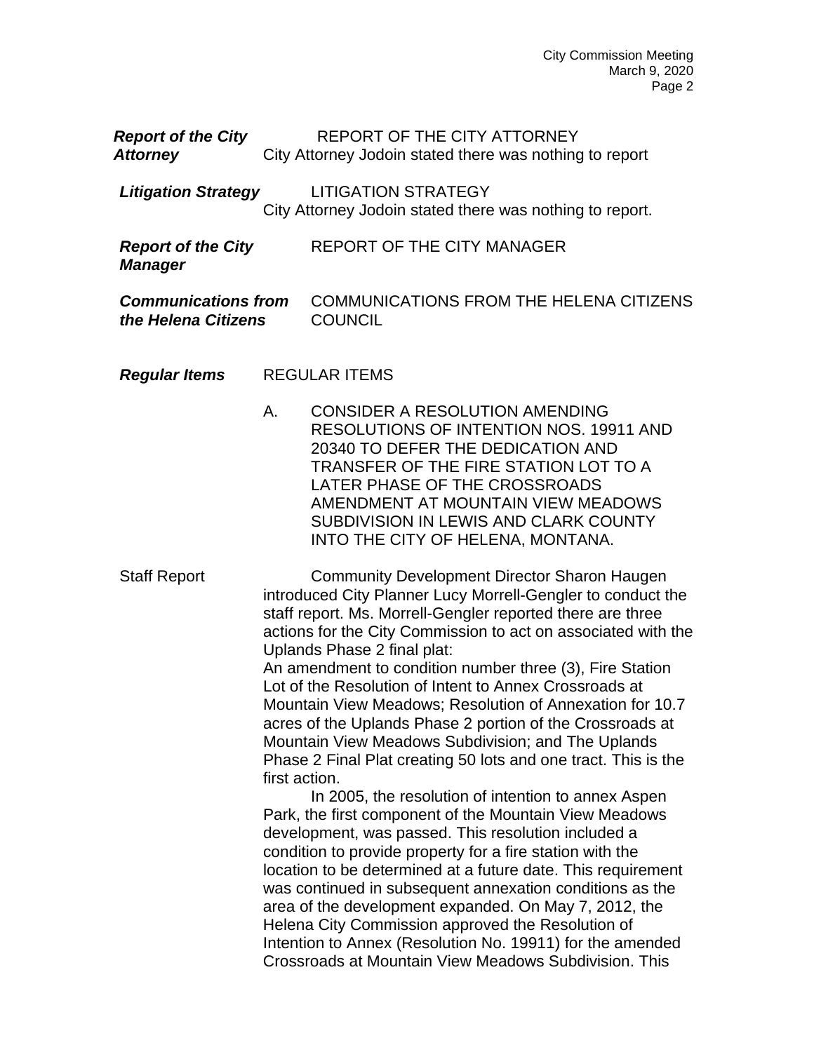*Report of the City Attorney*

REPORT OF THE CITY ATTORNEY

City Attorney Jodoin stated there was nothing to report

*Litigation Strategy*

LITIGATION STRATEGY

City Attorney Jodoin stated there was nothing to report.

*Report of the City Manager*

REPORT OF THE CITY MANAGER

*Communications from the Helena Citizens*

COMMUNICATIONS FROM THE HELENA CITIZENS COUNCIL

*Regular Items*

REGULAR ITEMS

A. CONSIDER A RESOLUTION AMENDING RESOLUTIONS OF INTENTION NOS. 19911 AND 20340 TO DEFER THE DEDICATION AND TRANSFER OF THE FIRE STATION LOT TO A LATER PHASE OF THE CROSSROADS AMENDMENT AT MOUNTAIN VIEW MEADOWS SUBDIVISION IN LEWIS AND CLARK COUNTY INTO THE CITY OF HELENA, MONTANA.

Staff Report

Community Development Director Sharon Haugen introduced City Planner Lucy Morrell-Gengler to conduct the staff report. Ms. Morrell-Gengler reported there are three actions for the City Commission to act on associated with the Uplands Phase 2 final plat:
An amendment to condition number three (3), Fire Station Lot of the Resolution of Intent to Annex Crossroads at Mountain View Meadows; Resolution of Annexation for 10.7 acres of the Uplands Phase 2 portion of the Crossroads at Mountain View Meadows Subdivision; and The Uplands Phase 2 Final Plat creating 50 lots and one tract. This is the first action.

In 2005, the resolution of intention to annex Aspen Park, the first component of the Mountain View Meadows development, was passed. This resolution included a condition to provide property for a fire station with the location to be determined at a future date. This requirement was continued in subsequent annexation conditions as the area of the development expanded. On May 7, 2012, the Helena City Commission approved the Resolution of Intention to Annex (Resolution No. 19911) for the amended Crossroads at Mountain View Meadows Subdivision. This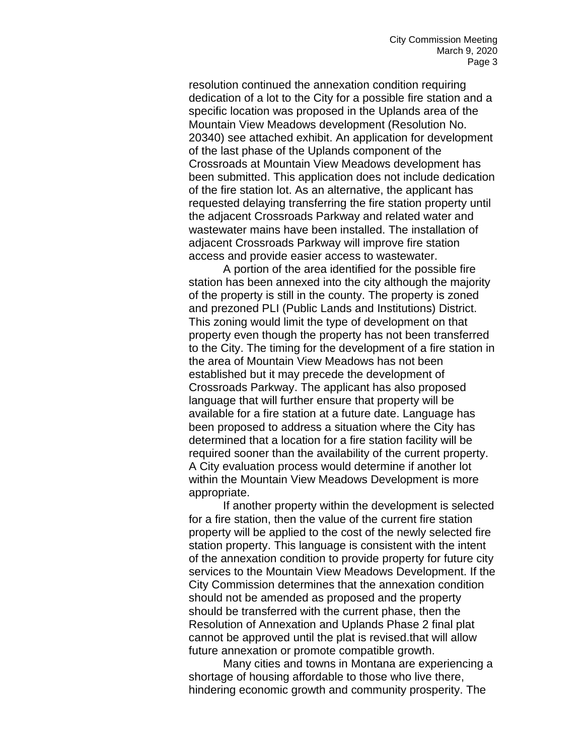resolution continued the annexation condition requiring dedication of a lot to the City for a possible fire station and a specific location was proposed in the Uplands area of the Mountain View Meadows development (Resolution No. 20340) see attached exhibit. An application for development of the last phase of the Uplands component of the Crossroads at Mountain View Meadows development has been submitted. This application does not include dedication of the fire station lot. As an alternative, the applicant has requested delaying transferring the fire station property until the adjacent Crossroads Parkway and related water and wastewater mains have been installed. The installation of adjacent Crossroads Parkway will improve fire station access and provide easier access to wastewater.

A portion of the area identified for the possible fire station has been annexed into the city although the majority of the property is still in the county. The property is zoned and prezoned PLI (Public Lands and Institutions) District. This zoning would limit the type of development on that property even though the property has not been transferred to the City. The timing for the development of a fire station in the area of Mountain View Meadows has not been established but it may precede the development of Crossroads Parkway. The applicant has also proposed language that will further ensure that property will be available for a fire station at a future date. Language has been proposed to address a situation where the City has determined that a location for a fire station facility will be required sooner than the availability of the current property. A City evaluation process would determine if another lot within the Mountain View Meadows Development is more appropriate.

If another property within the development is selected for a fire station, then the value of the current fire station property will be applied to the cost of the newly selected fire station property. This language is consistent with the intent of the annexation condition to provide property for future city services to the Mountain View Meadows Development. If the City Commission determines that the annexation condition should not be amended as proposed and the property should be transferred with the current phase, then the Resolution of Annexation and Uplands Phase 2 final plat cannot be approved until the plat is revised.that will allow future annexation or promote compatible growth.

Many cities and towns in Montana are experiencing a shortage of housing affordable to those who live there, hindering economic growth and community prosperity. The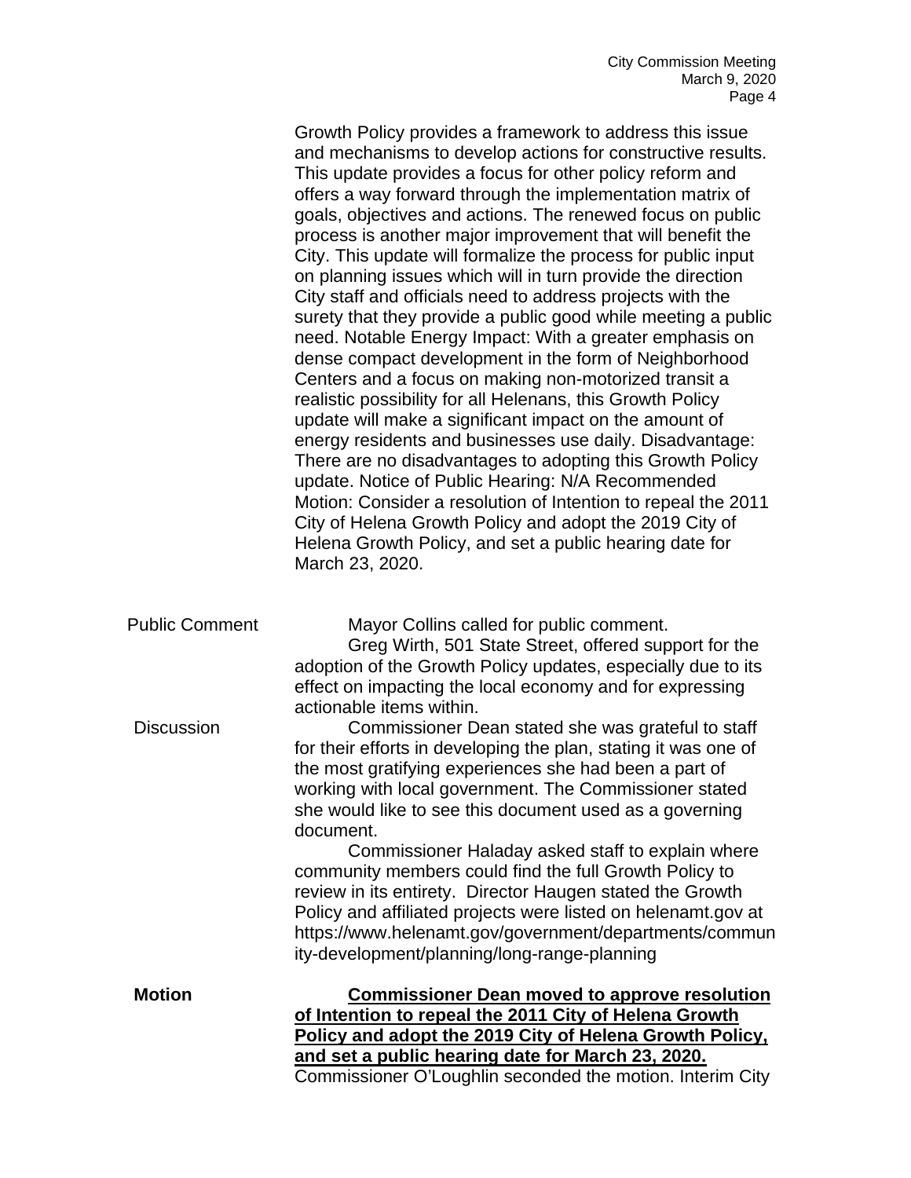Growth Policy provides a framework to address this issue and mechanisms to develop actions for constructive results. This update provides a focus for other policy reform and offers a way forward through the implementation matrix of goals, objectives and actions. The renewed focus on public process is another major improvement that will benefit the City. This update will formalize the process for public input on planning issues which will in turn provide the direction City staff and officials need to address projects with the surety that they provide a public good while meeting a public need. Notable Energy Impact: With a greater emphasis on dense compact development in the form of Neighborhood Centers and a focus on making non-motorized transit a realistic possibility for all Helenans, this Growth Policy update will make a significant impact on the amount of energy residents and businesses use daily. Disadvantage: There are no disadvantages to adopting this Growth Policy update. Notice of Public Hearing: N/A Recommended Motion: Consider a resolution of Intention to repeal the 2011 City of Helena Growth Policy and adopt the 2019 City of Helena Growth Policy, and set a public hearing date for March 23, 2020.

Public Comment

Mayor Collins called for public comment.

Greg Wirth, 501 State Street, offered support for the adoption of the Growth Policy updates, especially due to its effect on impacting the local economy and for expressing actionable items within.

Discussion

Commissioner Dean stated she was grateful to staff for their efforts in developing the plan, stating it was one of the most gratifying experiences she had been a part of working with local government. The Commissioner stated she would like to see this document used as a governing document.

Commissioner Haladay asked staff to explain where community members could find the full Growth Policy to review in its entirety. Director Haugen stated the Growth Policy and affiliated projects were listed on helenamt.gov at https://www.helenamt.gov/government/departments/community-development/planning/long-range-planning

**Motion**

**Commissioner Dean moved to approve resolution of Intention to repeal the 2011 City of Helena Growth Policy and adopt the 2019 City of Helena Growth Policy, and set a public hearing date for March 23, 2020.** Commissioner O'Loughlin seconded the motion. Interim City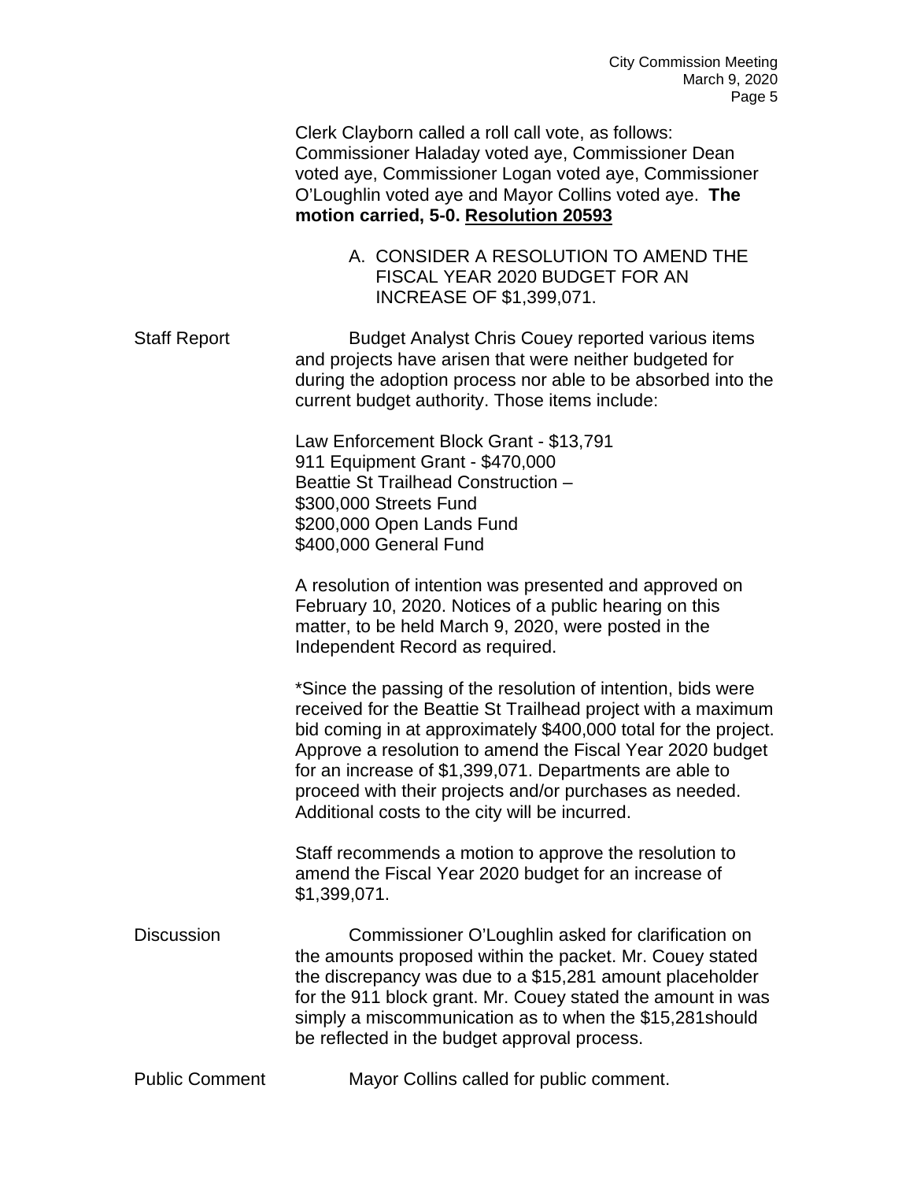Clerk Clayborn called a roll call vote, as follows: Commissioner Haladay voted aye, Commissioner Dean voted aye, Commissioner Logan voted aye, Commissioner O'Loughlin voted aye and Mayor Collins voted aye. **The motion carried, 5-0. Resolution 20593**

A. CONSIDER A RESOLUTION TO AMEND THE FISCAL YEAR 2020 BUDGET FOR AN INCREASE OF $1,399,071.

Staff Report

Budget Analyst Chris Couey reported various items and projects have arisen that were neither budgeted for during the adoption process nor able to be absorbed into the current budget authority. Those items include:

Law Enforcement Block Grant - $13,791
911 Equipment Grant - $470,000
Beattie St Trailhead Construction –
$300,000 Streets Fund
$200,000 Open Lands Fund
$400,000 General Fund

A resolution of intention was presented and approved on February 10, 2020. Notices of a public hearing on this matter, to be held March 9, 2020, were posted in the Independent Record as required.

*Since the passing of the resolution of intention, bids were received for the Beattie St Trailhead project with a maximum bid coming in at approximately $400,000 total for the project. Approve a resolution to amend the Fiscal Year 2020 budget for an increase of $1,399,071. Departments are able to proceed with their projects and/or purchases as needed. Additional costs to the city will be incurred.

Staff recommends a motion to approve the resolution to amend the Fiscal Year 2020 budget for an increase of $1,399,071.

Discussion

Commissioner O'Loughlin asked for clarification on the amounts proposed within the packet. Mr. Couey stated the discrepancy was due to a $15,281 amount placeholder for the 911 block grant. Mr. Couey stated the amount in was simply a miscommunication as to when the $15,281should be reflected in the budget approval process.

Public Comment

Mayor Collins called for public comment.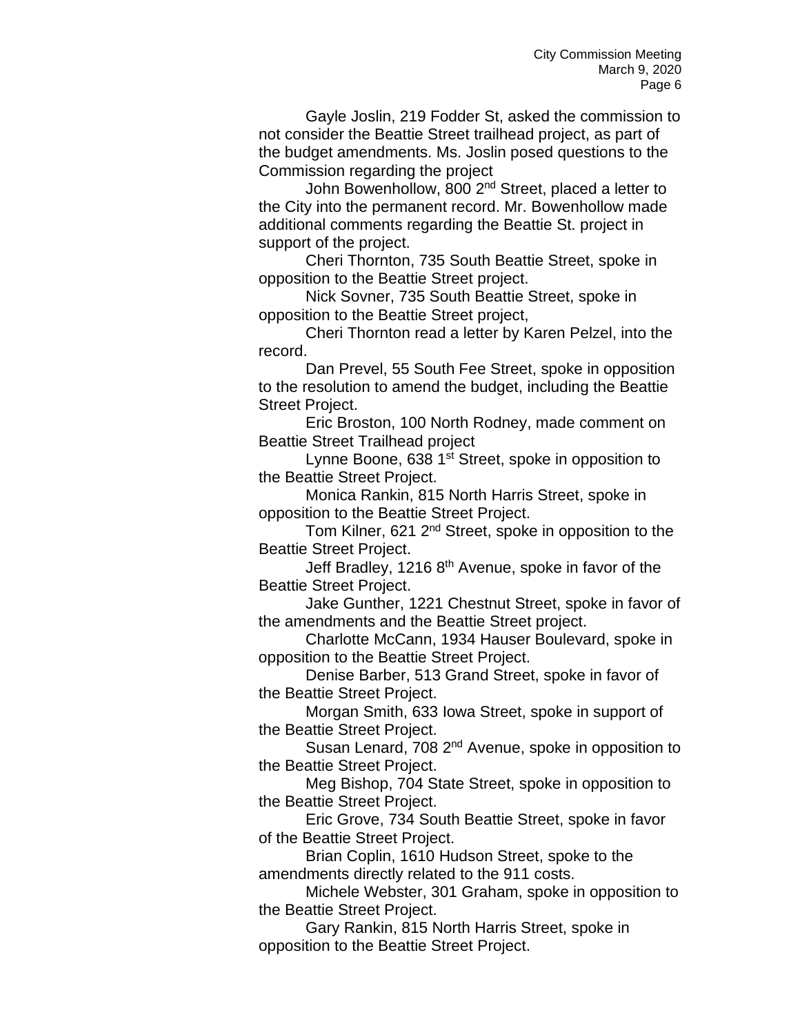Gayle Joslin, 219 Fodder St, asked the commission to not consider the Beattie Street trailhead project, as part of the budget amendments. Ms. Joslin posed questions to the Commission regarding the project

John Bowenhollow, 800 2nd Street, placed a letter to the City into the permanent record. Mr. Bowenhollow made additional comments regarding the Beattie St. project in support of the project.

Cheri Thornton, 735 South Beattie Street, spoke in opposition to the Beattie Street project.

Nick Sovner, 735 South Beattie Street, spoke in opposition to the Beattie Street project,

Cheri Thornton read a letter by Karen Pelzel, into the record.

Dan Prevel, 55 South Fee Street, spoke in opposition to the resolution to amend the budget, including the Beattie Street Project.

Eric Broston, 100 North Rodney, made comment on Beattie Street Trailhead project

Lynne Boone, 638 1st Street, spoke in opposition to the Beattie Street Project.

Monica Rankin, 815 North Harris Street, spoke in opposition to the Beattie Street Project.

Tom Kilner, 621 2nd Street, spoke in opposition to the Beattie Street Project.

Jeff Bradley, 1216 8th Avenue, spoke in favor of the Beattie Street Project.

Jake Gunther, 1221 Chestnut Street, spoke in favor of the amendments and the Beattie Street project.

Charlotte McCann, 1934 Hauser Boulevard, spoke in opposition to the Beattie Street Project.

Denise Barber, 513 Grand Street, spoke in favor of the Beattie Street Project.

Morgan Smith, 633 Iowa Street, spoke in support of the Beattie Street Project.

Susan Lenard, 708 2nd Avenue, spoke in opposition to the Beattie Street Project.

Meg Bishop, 704 State Street, spoke in opposition to the Beattie Street Project.

Eric Grove, 734 South Beattie Street, spoke in favor of the Beattie Street Project.

Brian Coplin, 1610 Hudson Street, spoke to the amendments directly related to the 911 costs.

Michele Webster, 301 Graham, spoke in opposition to the Beattie Street Project.

Gary Rankin, 815 North Harris Street, spoke in opposition to the Beattie Street Project.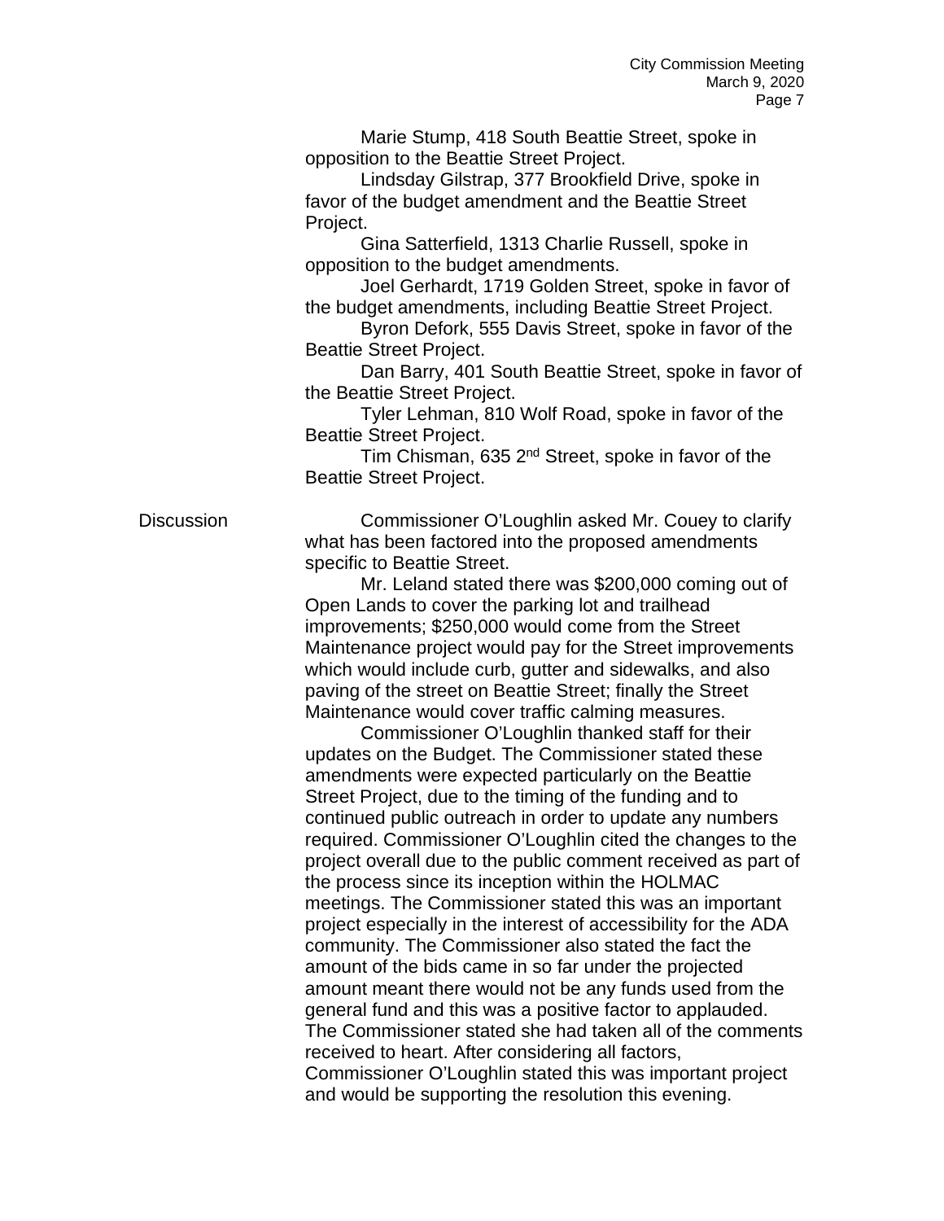Marie Stump, 418 South Beattie Street, spoke in opposition to the Beattie Street Project.

Lindsday Gilstrap, 377 Brookfield Drive, spoke in favor of the budget amendment and the Beattie Street Project.

Gina Satterfield, 1313 Charlie Russell, spoke in opposition to the budget amendments.

Joel Gerhardt, 1719 Golden Street, spoke in favor of the budget amendments, including Beattie Street Project.

Byron Defork, 555 Davis Street, spoke in favor of the Beattie Street Project.

Dan Barry, 401 South Beattie Street, spoke in favor of the Beattie Street Project.

Tyler Lehman, 810 Wolf Road, spoke in favor of the Beattie Street Project.

Tim Chisman, 635 2nd Street, spoke in favor of the Beattie Street Project.

**Discussion**

Commissioner O'Loughlin asked Mr. Couey to clarify what has been factored into the proposed amendments specific to Beattie Street.

Mr. Leland stated there was $200,000 coming out of Open Lands to cover the parking lot and trailhead improvements; $250,000 would come from the Street Maintenance project would pay for the Street improvements which would include curb, gutter and sidewalks, and also paving of the street on Beattie Street; finally the Street Maintenance would cover traffic calming measures.

Commissioner O'Loughlin thanked staff for their updates on the Budget. The Commissioner stated these amendments were expected particularly on the Beattie Street Project, due to the timing of the funding and to continued public outreach in order to update any numbers required. Commissioner O'Loughlin cited the changes to the project overall due to the public comment received as part of the process since its inception within the HOLMAC meetings. The Commissioner stated this was an important project especially in the interest of accessibility for the ADA community. The Commissioner also stated the fact the amount of the bids came in so far under the projected amount meant there would not be any funds used from the general fund and this was a positive factor to applauded. The Commissioner stated she had taken all of the comments received to heart. After considering all factors, Commissioner O'Loughlin stated this was important project and would be supporting the resolution this evening.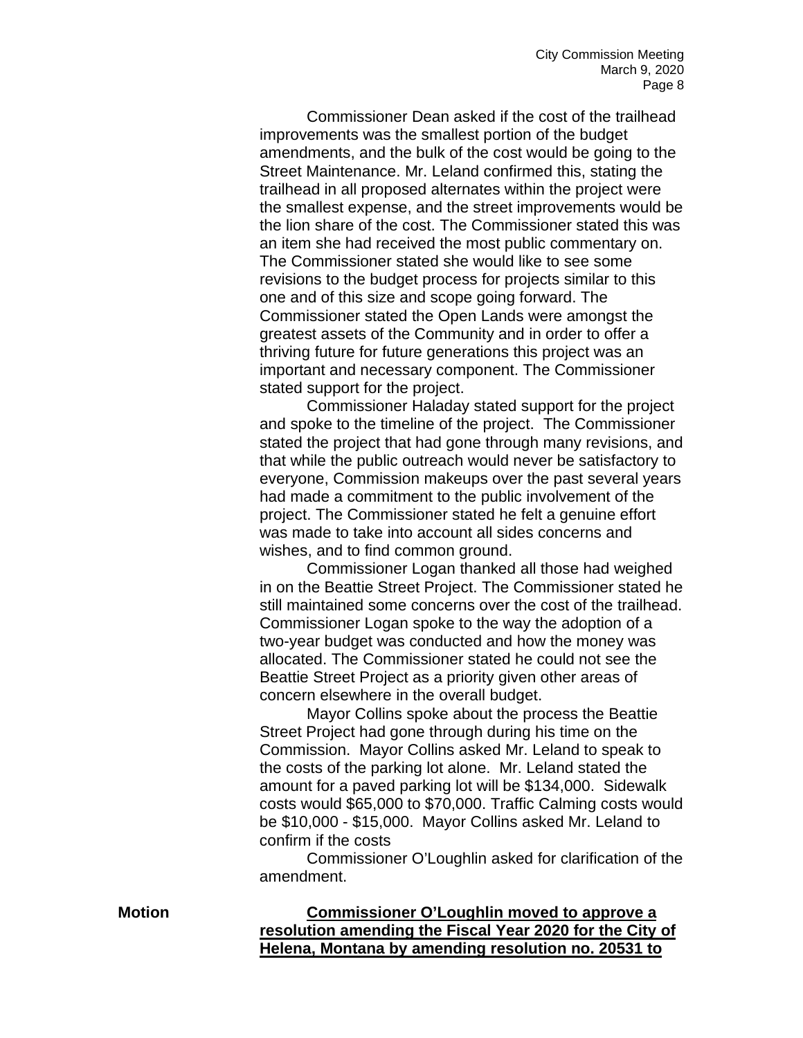Commissioner Dean asked if the cost of the trailhead improvements was the smallest portion of the budget amendments, and the bulk of the cost would be going to the Street Maintenance. Mr. Leland confirmed this, stating the trailhead in all proposed alternates within the project were the smallest expense, and the street improvements would be the lion share of the cost. The Commissioner stated this was an item she had received the most public commentary on. The Commissioner stated she would like to see some revisions to the budget process for projects similar to this one and of this size and scope going forward. The Commissioner stated the Open Lands were amongst the greatest assets of the Community and in order to offer a thriving future for future generations this project was an important and necessary component. The Commissioner stated support for the project.

Commissioner Haladay stated support for the project and spoke to the timeline of the project. The Commissioner stated the project that had gone through many revisions, and that while the public outreach would never be satisfactory to everyone, Commission makeups over the past several years had made a commitment to the public involvement of the project. The Commissioner stated he felt a genuine effort was made to take into account all sides concerns and wishes, and to find common ground.

Commissioner Logan thanked all those had weighed in on the Beattie Street Project. The Commissioner stated he still maintained some concerns over the cost of the trailhead. Commissioner Logan spoke to the way the adoption of a two-year budget was conducted and how the money was allocated. The Commissioner stated he could not see the Beattie Street Project as a priority given other areas of concern elsewhere in the overall budget.

Mayor Collins spoke about the process the Beattie Street Project had gone through during his time on the Commission. Mayor Collins asked Mr. Leland to speak to the costs of the parking lot alone. Mr. Leland stated the amount for a paved parking lot will be $134,000. Sidewalk costs would $65,000 to $70,000. Traffic Calming costs would be $10,000 - $15,000. Mayor Collins asked Mr. Leland to confirm if the costs

Commissioner O'Loughlin asked for clarification of the amendment.

**Motion**

**Commissioner O'Loughlin moved to approve a resolution amending the Fiscal Year 2020 for the City of Helena, Montana by amending resolution no. 20531 to**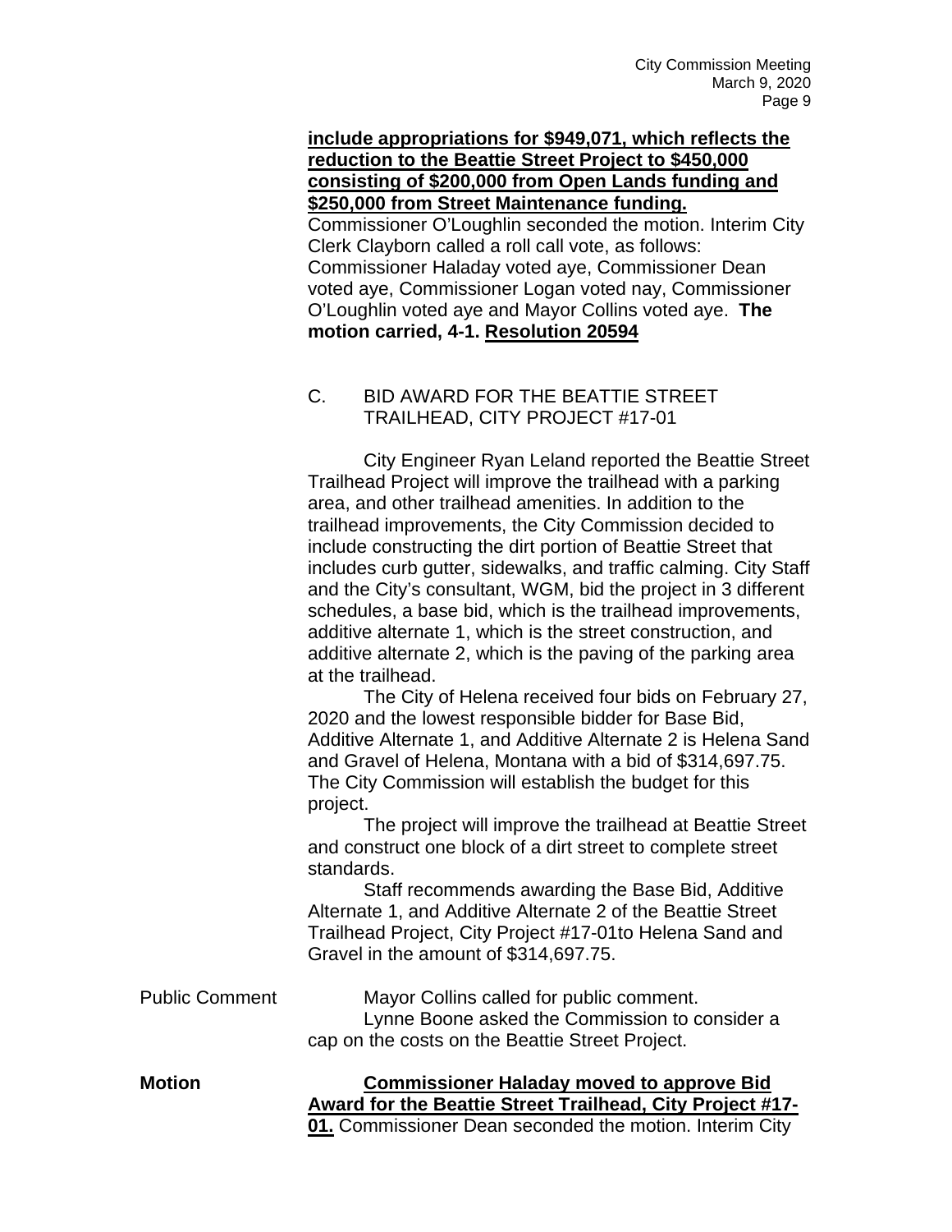**include appropriations for $949,071, which reflects the reduction to the Beattie Street Project to $450,000 consisting of $200,000 from Open Lands funding and $250,000 from Street Maintenance funding.** Commissioner O'Loughlin seconded the motion. Interim City Clerk Clayborn called a roll call vote, as follows: Commissioner Haladay voted aye, Commissioner Dean voted aye, Commissioner Logan voted nay, Commissioner O'Loughlin voted aye and Mayor Collins voted aye. **The motion carried, 4-1. Resolution 20594**

C. BID AWARD FOR THE BEATTIE STREET TRAILHEAD, CITY PROJECT #17-01

City Engineer Ryan Leland reported the Beattie Street Trailhead Project will improve the trailhead with a parking area, and other trailhead amenities. In addition to the trailhead improvements, the City Commission decided to include constructing the dirt portion of Beattie Street that includes curb gutter, sidewalks, and traffic calming. City Staff and the City's consultant, WGM, bid the project in 3 different schedules, a base bid, which is the trailhead improvements, additive alternate 1, which is the street construction, and additive alternate 2, which is the paving of the parking area at the trailhead.

The City of Helena received four bids on February 27, 2020 and the lowest responsible bidder for Base Bid, Additive Alternate 1, and Additive Alternate 2 is Helena Sand and Gravel of Helena, Montana with a bid of $314,697.75. The City Commission will establish the budget for this project.

The project will improve the trailhead at Beattie Street and construct one block of a dirt street to complete street standards.

Staff recommends awarding the Base Bid, Additive Alternate 1, and Additive Alternate 2 of the Beattie Street Trailhead Project, City Project #17-01to Helena Sand and Gravel in the amount of $314,697.75.

Public Comment

Mayor Collins called for public comment.

Lynne Boone asked the Commission to consider a cap on the costs on the Beattie Street Project.

**Motion**

**Commissioner Haladay moved to approve Bid Award for the Beattie Street Trailhead, City Project #17-01.** Commissioner Dean seconded the motion. Interim City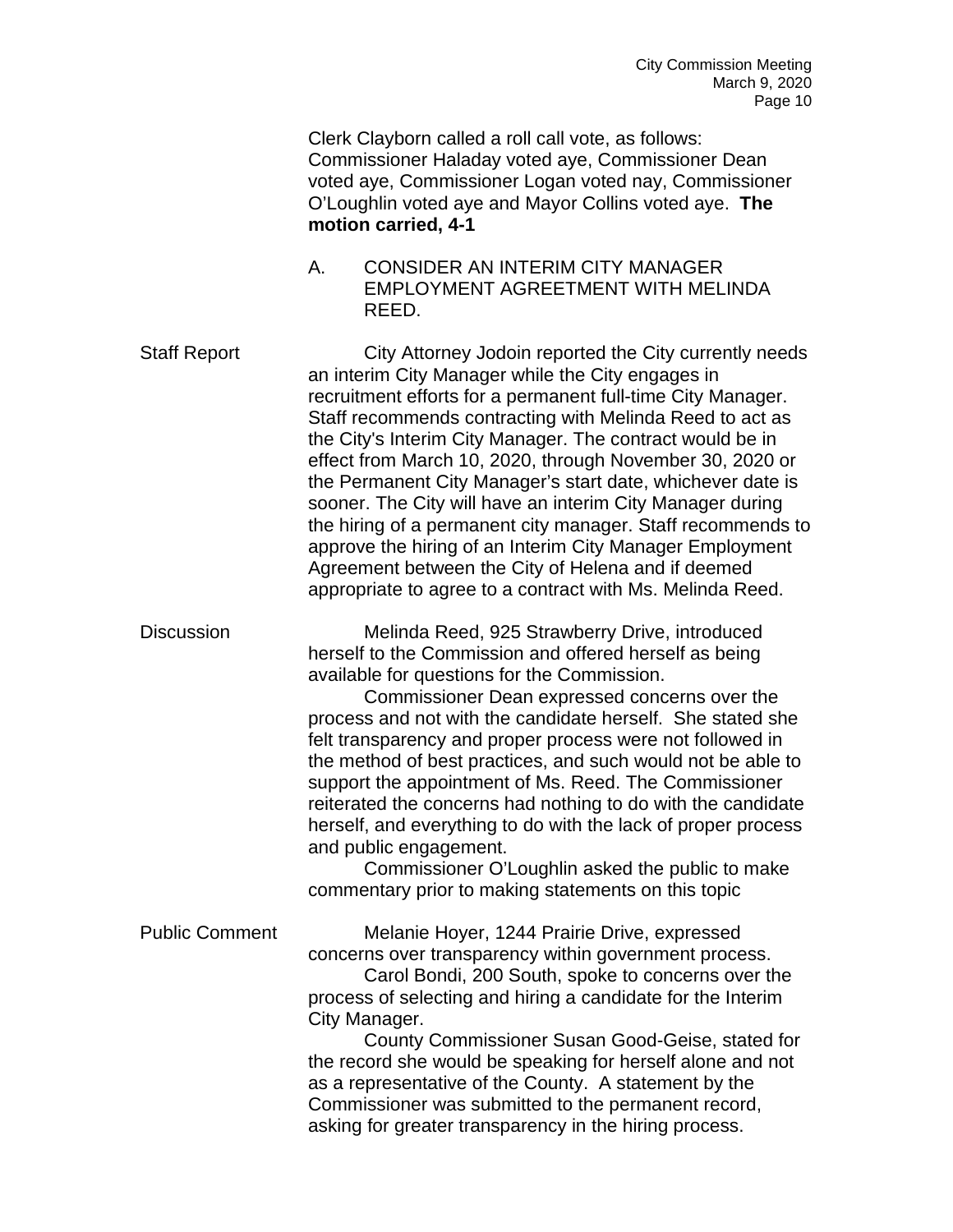Clerk Clayborn called a roll call vote, as follows: Commissioner Haladay voted aye, Commissioner Dean voted aye, Commissioner Logan voted nay, Commissioner O'Loughlin voted aye and Mayor Collins voted aye. **The motion carried, 4-1**

A. CONSIDER AN INTERIM CITY MANAGER EMPLOYMENT AGREEMENT WITH MELINDA REED.

Staff Report

City Attorney Jodoin reported the City currently needs an interim City Manager while the City engages in recruitment efforts for a permanent full-time City Manager. Staff recommends contracting with Melinda Reed to act as the City's Interim City Manager. The contract would be in effect from March 10, 2020, through November 30, 2020 or the Permanent City Manager's start date, whichever date is sooner. The City will have an interim City Manager during the hiring of a permanent city manager. Staff recommends to approve the hiring of an Interim City Manager Employment Agreement between the City of Helena and if deemed appropriate to agree to a contract with Ms. Melinda Reed.

Discussion

Melinda Reed, 925 Strawberry Drive, introduced herself to the Commission and offered herself as being available for questions for the Commission.

Commissioner Dean expressed concerns over the process and not with the candidate herself. She stated she felt transparency and proper process were not followed in the method of best practices, and such would not be able to support the appointment of Ms. Reed. The Commissioner reiterated the concerns had nothing to do with the candidate herself, and everything to do with the lack of proper process and public engagement.

Commissioner O'Loughlin asked the public to make commentary prior to making statements on this topic

Public Comment

Melanie Hoyer, 1244 Prairie Drive, expressed concerns over transparency within government process.

Carol Bondi, 200 South, spoke to concerns over the process of selecting and hiring a candidate for the Interim City Manager.

County Commissioner Susan Good-Geise, stated for the record she would be speaking for herself alone and not as a representative of the County. A statement by the Commissioner was submitted to the permanent record, asking for greater transparency in the hiring process.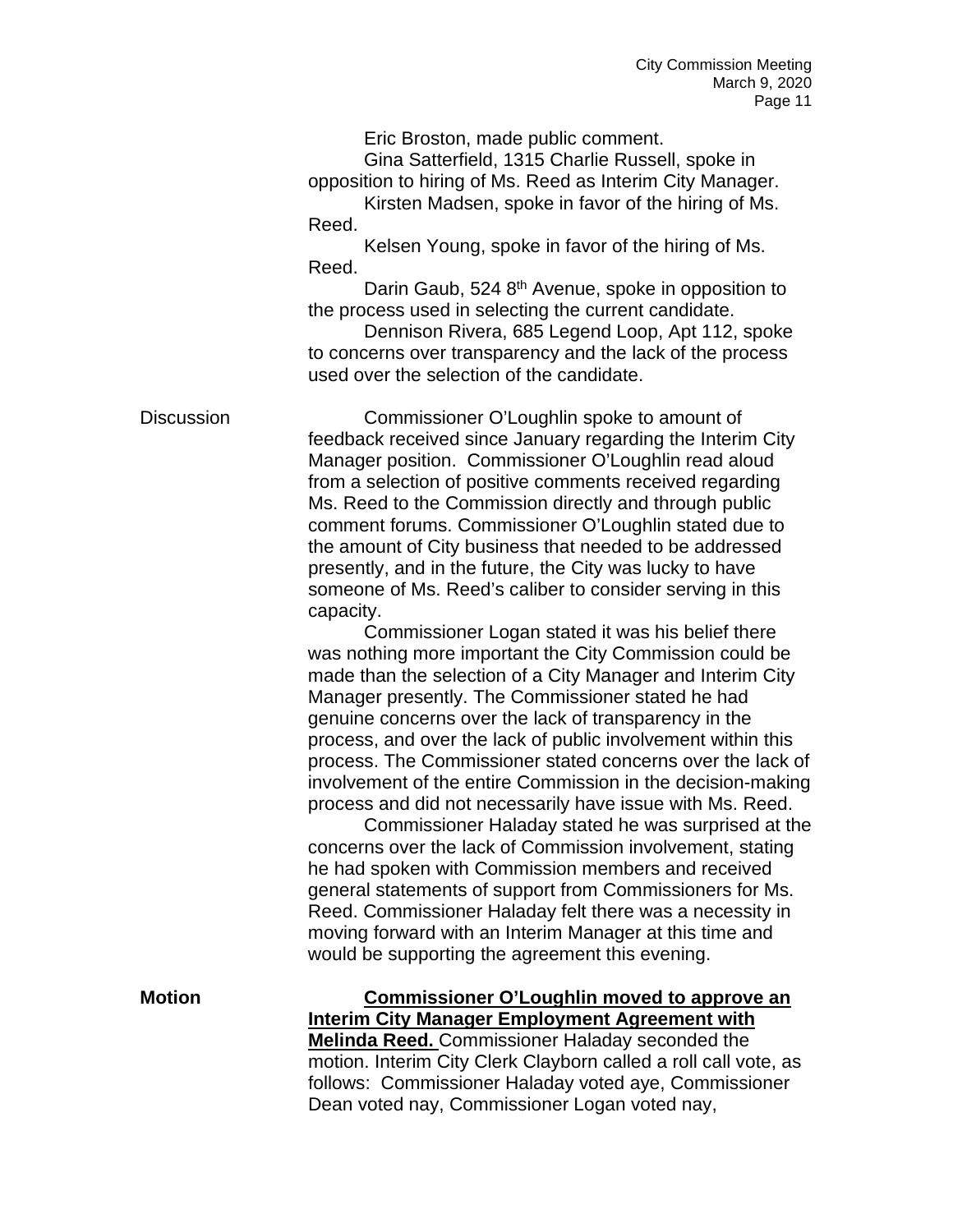Eric Broston, made public comment.

Gina Satterfield, 1315 Charlie Russell, spoke in opposition to hiring of Ms. Reed as Interim City Manager.

Kirsten Madsen, spoke in favor of the hiring of Ms. Reed.

Kelsen Young, spoke in favor of the hiring of Ms. Reed.

Darin Gaub, 524 8th Avenue, spoke in opposition to the process used in selecting the current candidate.

Dennison Rivera, 685 Legend Loop, Apt 112, spoke to concerns over transparency and the lack of the process used over the selection of the candidate.

Discussion

Commissioner O'Loughlin spoke to amount of feedback received since January regarding the Interim City Manager position. Commissioner O'Loughlin read aloud from a selection of positive comments received regarding Ms. Reed to the Commission directly and through public comment forums. Commissioner O'Loughlin stated due to the amount of City business that needed to be addressed presently, and in the future, the City was lucky to have someone of Ms. Reed's caliber to consider serving in this capacity.

Commissioner Logan stated it was his belief there was nothing more important the City Commission could be made than the selection of a City Manager and Interim City Manager presently. The Commissioner stated he had genuine concerns over the lack of transparency in the process, and over the lack of public involvement within this process. The Commissioner stated concerns over the lack of involvement of the entire Commission in the decision-making process and did not necessarily have issue with Ms. Reed.

Commissioner Haladay stated he was surprised at the concerns over the lack of Commission involvement, stating he had spoken with Commission members and received general statements of support from Commissioners for Ms. Reed. Commissioner Haladay felt there was a necessity in moving forward with an Interim Manager at this time and would be supporting the agreement this evening.

**Motion**

**Commissioner O'Loughlin moved to approve an Interim City Manager Employment Agreement with Melinda Reed.** Commissioner Haladay seconded the motion. Interim City Clerk Clayborn called a roll call vote, as follows: Commissioner Haladay voted aye, Commissioner Dean voted nay, Commissioner Logan voted nay,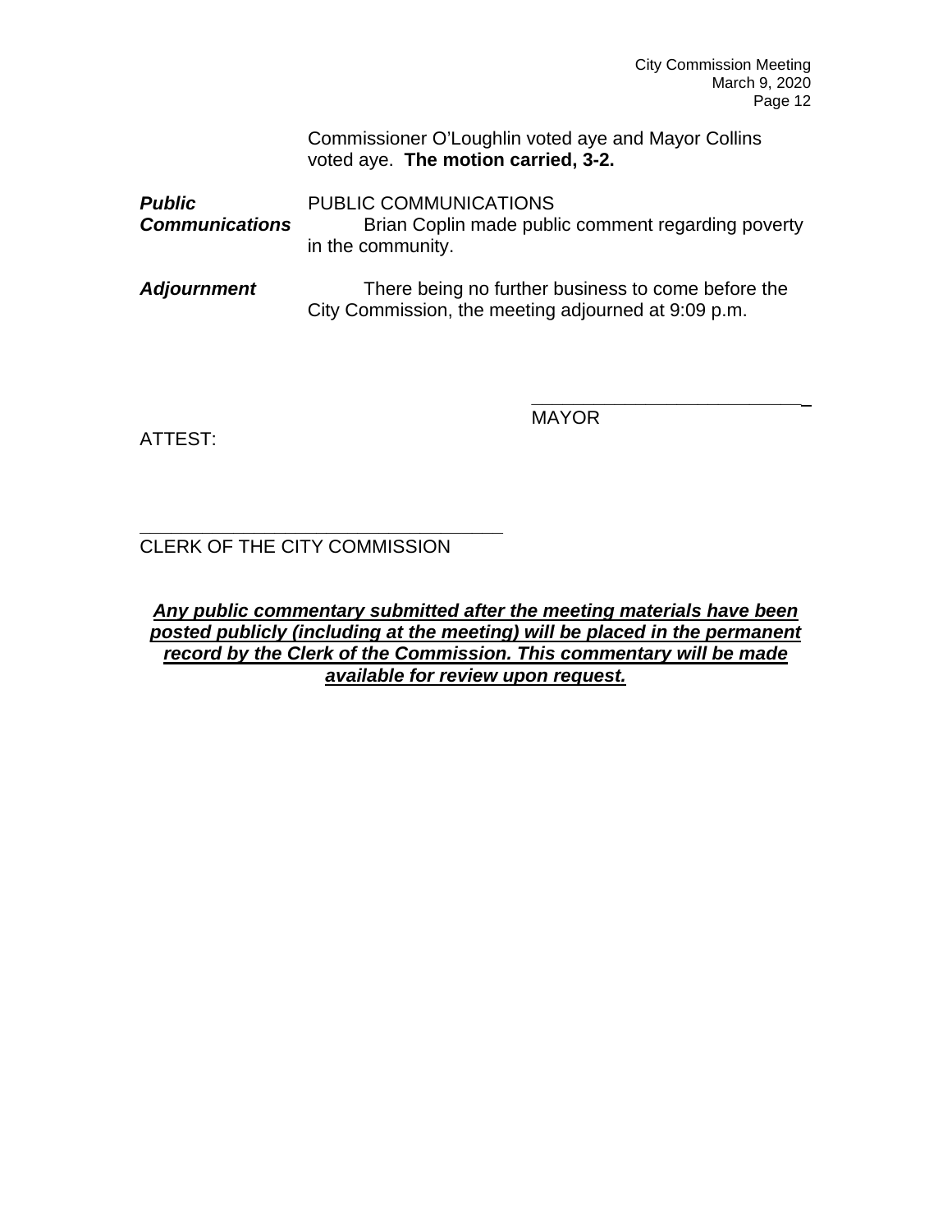Commissioner O'Loughlin voted aye and Mayor Collins voted aye. **The motion carried, 3-2.**

***Public Communications***

PUBLIC COMMUNICATIONS

Brian Coplin made public comment regarding poverty in the community.

***Adjournment***

There being no further business to come before the City Commission, the meeting adjourned at 9:09 p.m.

\_\_\_\_\_\_\_\_\_\_\_\_\_\_\_\_\_\_\_\_\_\_\_\_\_\_\_\_
MAYOR

ATTEST:

\_\_\_\_\_\_\_\_\_\_\_\_\_\_\_\_\_\_\_\_\_\_\_\_\_\_\_\_\_\_\_\_\_\_\_\_
CLERK OF THE CITY COMMISSION

***Any public commentary submitted after the meeting materials have been posted publicly (including at the meeting) will be placed in the permanent record by the Clerk of the Commission. This commentary will be made available for review upon request.***